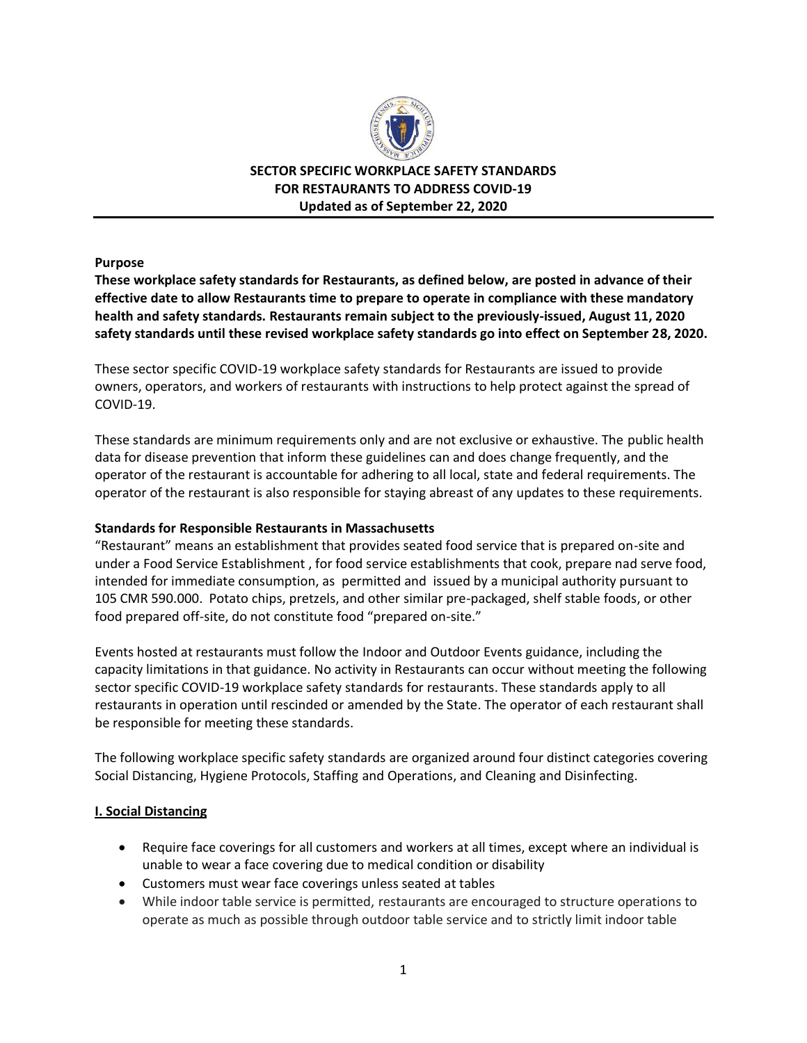**SECTOR SPECIFIC WORKPLACE SAFETY STANDARDS FOR RESTAURANTS TO ADDRESS COVID-19**
**Updated as of September 22, 2020**

**Purpose**

**These workplace safety standards for Restaurants, as defined below, are posted in advance of their effective date to allow Restaurants time to prepare to operate in compliance with these mandatory health and safety standards. Restaurants remain subject to the previously-issued, August 11, 2020 safety standards until these revised workplace safety standards go into effect on September 28, 2020.**

These sector specific COVID-19 workplace safety standards for Restaurants are issued to provide owners, operators, and workers of restaurants with instructions to help protect against the spread of COVID-19.

These standards are minimum requirements only and are not exclusive or exhaustive. The public health data for disease prevention that inform these guidelines can and does change frequently, and the operator of the restaurant is accountable for adhering to all local, state and federal requirements. The operator of the restaurant is also responsible for staying abreast of any updates to these requirements.

**Standards for Responsible Restaurants in Massachusetts**

"Restaurant" means an establishment that provides seated food service that is prepared on-site and under a Food Service Establishment , for food service establishments that cook, prepare nad serve food, intended for immediate consumption, as permitted and issued by a municipal authority pursuant to 105 CMR 590.000. Potato chips, pretzels, and other similar pre-packaged, shelf stable foods, or other food prepared off-site, do not constitute food "prepared on-site."

Events hosted at restaurants must follow the Indoor and Outdoor Events guidance, including the capacity limitations in that guidance. No activity in Restaurants can occur without meeting the following sector specific COVID-19 workplace safety standards for restaurants. These standards apply to all restaurants in operation until rescinded or amended by the State. The operator of each restaurant shall be responsible for meeting these standards.

The following workplace specific safety standards are organized around four distinct categories covering Social Distancing, Hygiene Protocols, Staffing and Operations, and Cleaning and Disinfecting.

**I. Social Distancing**

- Require face coverings for all customers and workers at all times, except where an individual is unable to wear a face covering due to medical condition or disability
- Customers must wear face coverings unless seated at tables
- While indoor table service is permitted, restaurants are encouraged to structure operations to operate as much as possible through outdoor table service and to strictly limit indoor table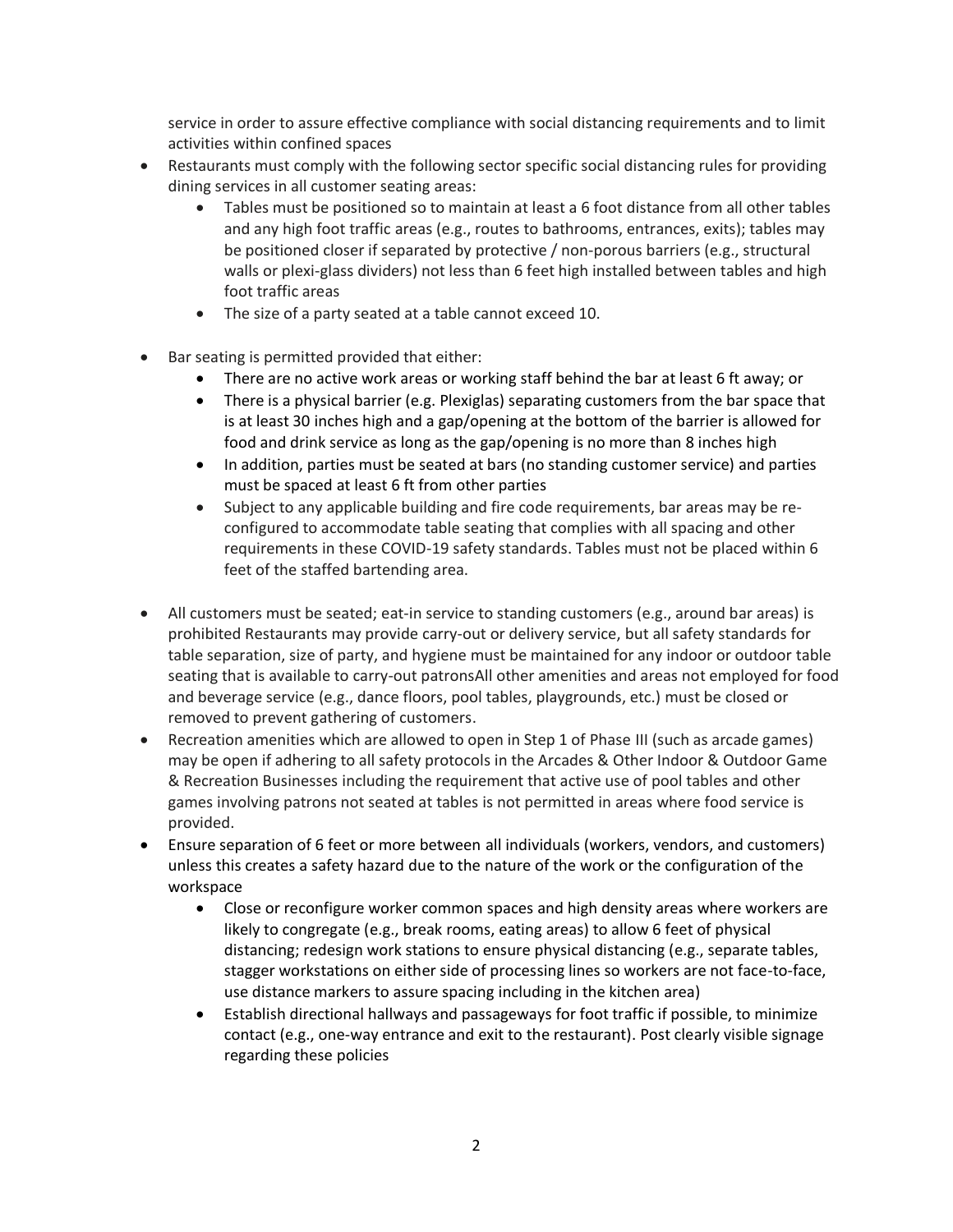service in order to assure effective compliance with social distancing requirements and to limit activities within confined spaces

- Restaurants must comply with the following sector specific social distancing rules for providing dining services in all customer seating areas:
  - Tables must be positioned so to maintain at least a 6 foot distance from all other tables and any high foot traffic areas (e.g., routes to bathrooms, entrances, exits); tables may be positioned closer if separated by protective / non-porous barriers (e.g., structural walls or plexi-glass dividers) not less than 6 feet high installed between tables and high foot traffic areas
  - The size of a party seated at a table cannot exceed 10.
- Bar seating is permitted provided that either:
  - There are no active work areas or working staff behind the bar at least 6 ft away; or
  - There is a physical barrier (e.g. Plexiglas) separating customers from the bar space that is at least 30 inches high and a gap/opening at the bottom of the barrier is allowed for food and drink service as long as the gap/opening is no more than 8 inches high
  - In addition, parties must be seated at bars (no standing customer service) and parties must be spaced at least 6 ft from other parties
  - Subject to any applicable building and fire code requirements, bar areas may be re-configured to accommodate table seating that complies with all spacing and other requirements in these COVID-19 safety standards. Tables must not be placed within 6 feet of the staffed bartending area.
- All customers must be seated; eat-in service to standing customers (e.g., around bar areas) is prohibited Restaurants may provide carry-out or delivery service, but all safety standards for table separation, size of party, and hygiene must be maintained for any indoor or outdoor table seating that is available to carry-out patronsAll other amenities and areas not employed for food and beverage service (e.g., dance floors, pool tables, playgrounds, etc.) must be closed or removed to prevent gathering of customers.
- Recreation amenities which are allowed to open in Step 1 of Phase III (such as arcade games) may be open if adhering to all safety protocols in the Arcades & Other Indoor & Outdoor Game & Recreation Businesses including the requirement that active use of pool tables and other games involving patrons not seated at tables is not permitted in areas where food service is provided.
- Ensure separation of 6 feet or more between all individuals (workers, vendors, and customers) unless this creates a safety hazard due to the nature of the work or the configuration of the workspace
  - Close or reconfigure worker common spaces and high density areas where workers are likely to congregate (e.g., break rooms, eating areas) to allow 6 feet of physical distancing; redesign work stations to ensure physical distancing (e.g., separate tables, stagger workstations on either side of processing lines so workers are not face-to-face, use distance markers to assure spacing including in the kitchen area)
  - Establish directional hallways and passageways for foot traffic if possible, to minimize contact (e.g., one-way entrance and exit to the restaurant). Post clearly visible signage regarding these policies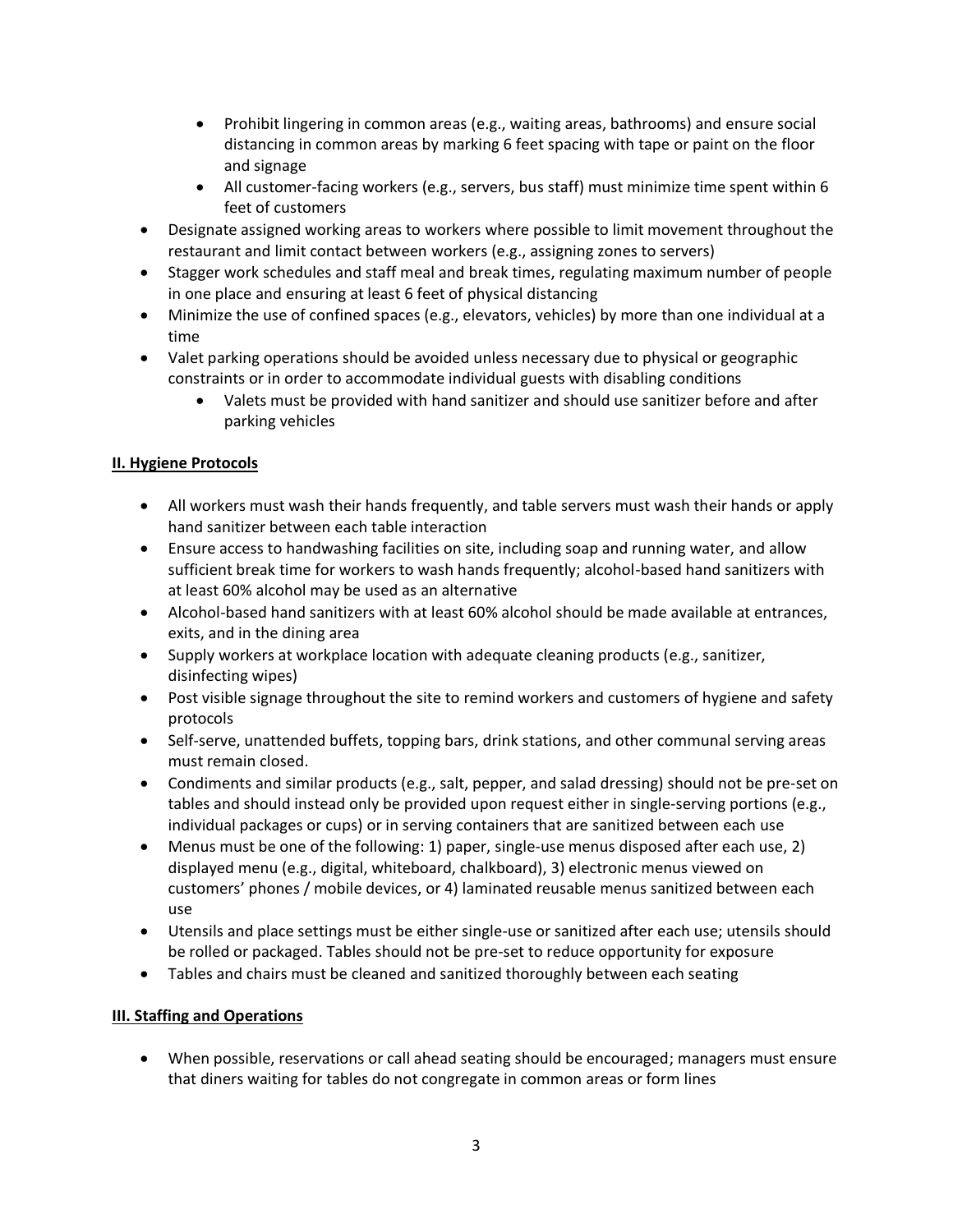- Prohibit lingering in common areas (e.g., waiting areas, bathrooms) and ensure social distancing in common areas by marking 6 feet spacing with tape or paint on the floor and signage
  - All customer-facing workers (e.g., servers, bus staff) must minimize time spent within 6 feet of customers
- Designate assigned working areas to workers where possible to limit movement throughout the restaurant and limit contact between workers (e.g., assigning zones to servers)
- Stagger work schedules and staff meal and break times, regulating maximum number of people in one place and ensuring at least 6 feet of physical distancing
- Minimize the use of confined spaces (e.g., elevators, vehicles) by more than one individual at a time
- Valet parking operations should be avoided unless necessary due to physical or geographic constraints or in order to accommodate individual guests with disabling conditions
  - Valets must be provided with hand sanitizer and should use sanitizer before and after parking vehicles

**II. Hygiene Protocols**

- All workers must wash their hands frequently, and table servers must wash their hands or apply hand sanitizer between each table interaction
- Ensure access to handwashing facilities on site, including soap and running water, and allow sufficient break time for workers to wash hands frequently; alcohol-based hand sanitizers with at least 60% alcohol may be used as an alternative
- Alcohol-based hand sanitizers with at least 60% alcohol should be made available at entrances, exits, and in the dining area
- Supply workers at workplace location with adequate cleaning products (e.g., sanitizer, disinfecting wipes)
- Post visible signage throughout the site to remind workers and customers of hygiene and safety protocols
- Self-serve, unattended buffets, topping bars, drink stations, and other communal serving areas must remain closed.
- Condiments and similar products (e.g., salt, pepper, and salad dressing) should not be pre-set on tables and should instead only be provided upon request either in single-serving portions (e.g., individual packages or cups) or in serving containers that are sanitized between each use
- Menus must be one of the following: 1) paper, single-use menus disposed after each use, 2) displayed menu (e.g., digital, whiteboard, chalkboard), 3) electronic menus viewed on customers' phones / mobile devices, or 4) laminated reusable menus sanitized between each use
- Utensils and place settings must be either single-use or sanitized after each use; utensils should be rolled or packaged. Tables should not be pre-set to reduce opportunity for exposure
- Tables and chairs must be cleaned and sanitized thoroughly between each seating

**III. Staffing and Operations**

- When possible, reservations or call ahead seating should be encouraged; managers must ensure that diners waiting for tables do not congregate in common areas or form lines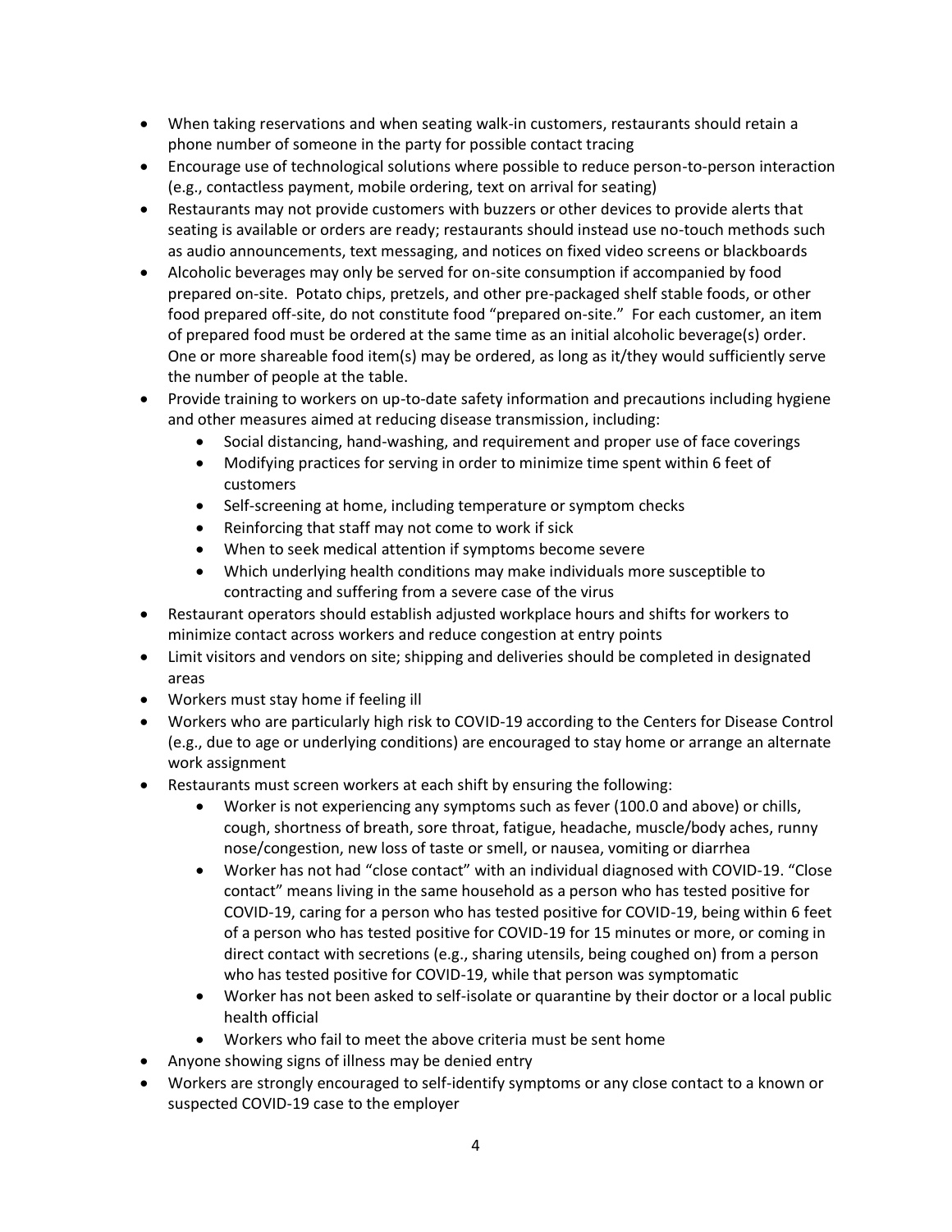- When taking reservations and when seating walk-in customers, restaurants should retain a phone number of someone in the party for possible contact tracing
- Encourage use of technological solutions where possible to reduce person-to-person interaction (e.g., contactless payment, mobile ordering, text on arrival for seating)
- Restaurants may not provide customers with buzzers or other devices to provide alerts that seating is available or orders are ready; restaurants should instead use no-touch methods such as audio announcements, text messaging, and notices on fixed video screens or blackboards
- Alcoholic beverages may only be served for on-site consumption if accompanied by food prepared on-site. Potato chips, pretzels, and other pre-packaged shelf stable foods, or other food prepared off-site, do not constitute food "prepared on-site." For each customer, an item of prepared food must be ordered at the same time as an initial alcoholic beverage(s) order. One or more shareable food item(s) may be ordered, as long as it/they would sufficiently serve the number of people at the table.
- Provide training to workers on up-to-date safety information and precautions including hygiene and other measures aimed at reducing disease transmission, including:
  - Social distancing, hand-washing, and requirement and proper use of face coverings
  - Modifying practices for serving in order to minimize time spent within 6 feet of customers
  - Self-screening at home, including temperature or symptom checks
  - Reinforcing that staff may not come to work if sick
  - When to seek medical attention if symptoms become severe
  - Which underlying health conditions may make individuals more susceptible to contracting and suffering from a severe case of the virus
- Restaurant operators should establish adjusted workplace hours and shifts for workers to minimize contact across workers and reduce congestion at entry points
- Limit visitors and vendors on site; shipping and deliveries should be completed in designated areas
- Workers must stay home if feeling ill
- Workers who are particularly high risk to COVID-19 according to the Centers for Disease Control (e.g., due to age or underlying conditions) are encouraged to stay home or arrange an alternate work assignment
- Restaurants must screen workers at each shift by ensuring the following:
  - Worker is not experiencing any symptoms such as fever (100.0 and above) or chills, cough, shortness of breath, sore throat, fatigue, headache, muscle/body aches, runny nose/congestion, new loss of taste or smell, or nausea, vomiting or diarrhea
  - Worker has not had "close contact" with an individual diagnosed with COVID-19. "Close contact" means living in the same household as a person who has tested positive for COVID-19, caring for a person who has tested positive for COVID-19, being within 6 feet of a person who has tested positive for COVID-19 for 15 minutes or more, or coming in direct contact with secretions (e.g., sharing utensils, being coughed on) from a person who has tested positive for COVID-19, while that person was symptomatic
  - Worker has not been asked to self-isolate or quarantine by their doctor or a local public health official
  - Workers who fail to meet the above criteria must be sent home
- Anyone showing signs of illness may be denied entry
- Workers are strongly encouraged to self-identify symptoms or any close contact to a known or suspected COVID-19 case to the employer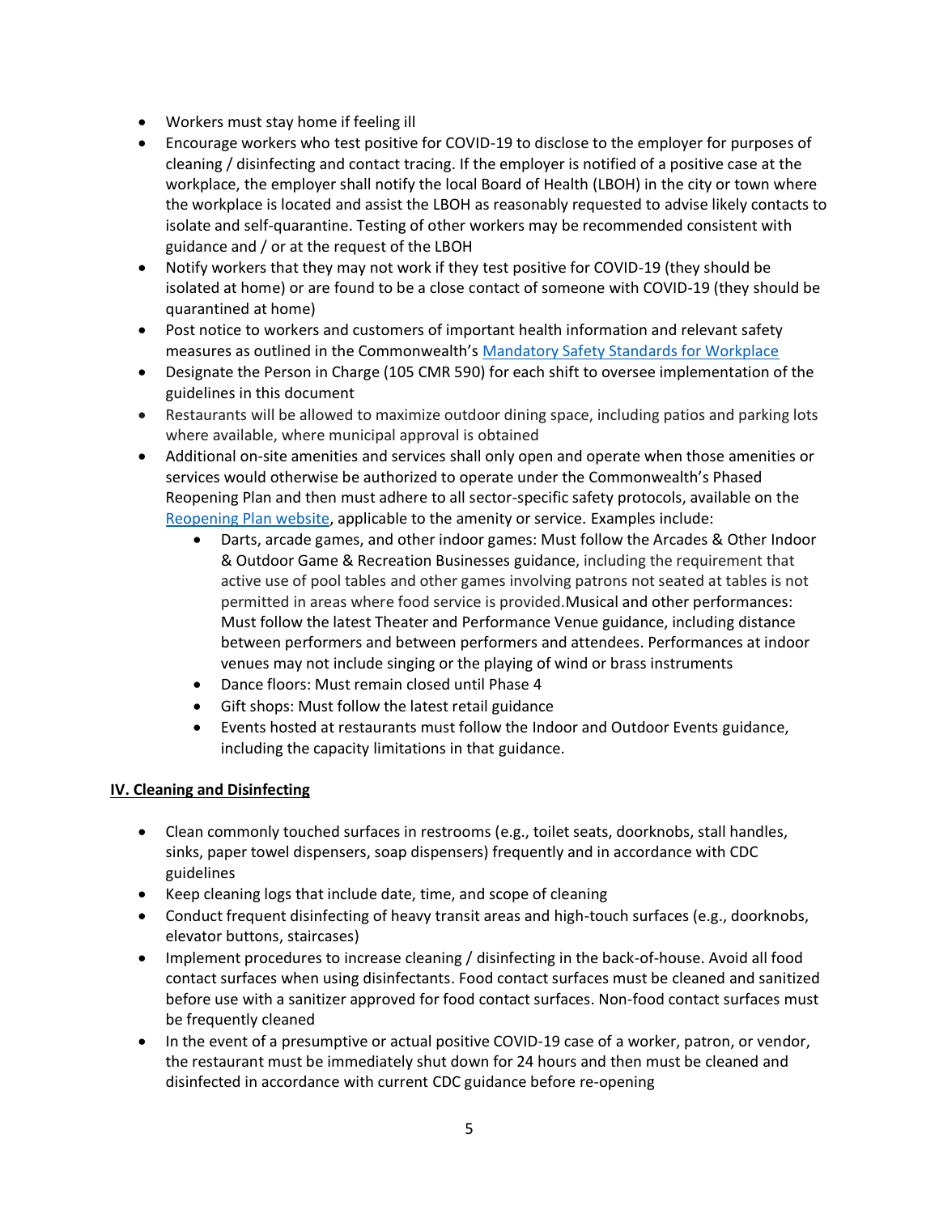- Workers must stay home if feeling ill
- Encourage workers who test positive for COVID-19 to disclose to the employer for purposes of cleaning / disinfecting and contact tracing. If the employer is notified of a positive case at the workplace, the employer shall notify the local Board of Health (LBOH) in the city or town where the workplace is located and assist the LBOH as reasonably requested to advise likely contacts to isolate and self-quarantine. Testing of other workers may be recommended consistent with guidance and / or at the request of the LBOH
- Notify workers that they may not work if they test positive for COVID-19 (they should be isolated at home) or are found to be a close contact of someone with COVID-19 (they should be quarantined at home)
- Post notice to workers and customers of important health information and relevant safety measures as outlined in the Commonwealth's [Mandatory Safety Standards for Workplace]
- Designate the Person in Charge (105 CMR 590) for each shift to oversee implementation of the guidelines in this document
- Restaurants will be allowed to maximize outdoor dining space, including patios and parking lots where available, where municipal approval is obtained
- Additional on-site amenities and services shall only open and operate when those amenities or services would otherwise be authorized to operate under the Commonwealth's Phased Reopening Plan and then must adhere to all sector-specific safety protocols, available on the [Reopening Plan website], applicable to the amenity or service. Examples include:
    - Darts, arcade games, and other indoor games: Must follow the Arcades & Other Indoor & Outdoor Game & Recreation Businesses guidance, including the requirement that active use of pool tables and other games involving patrons not seated at tables is not permitted in areas where food service is provided.Musical and other performances: Must follow the latest Theater and Performance Venue guidance, including distance between performers and between performers and attendees. Performances at indoor venues may not include singing or the playing of wind or brass instruments
    - Dance floors: Must remain closed until Phase 4
    - Gift shops: Must follow the latest retail guidance
    - Events hosted at restaurants must follow the Indoor and Outdoor Events guidance, including the capacity limitations in that guidance.

## IV. Cleaning and Disinfecting

- Clean commonly touched surfaces in restrooms (e.g., toilet seats, doorknobs, stall handles, sinks, paper towel dispensers, soap dispensers) frequently and in accordance with CDC guidelines
- Keep cleaning logs that include date, time, and scope of cleaning
- Conduct frequent disinfecting of heavy transit areas and high-touch surfaces (e.g., doorknobs, elevator buttons, staircases)
- Implement procedures to increase cleaning / disinfecting in the back-of-house. Avoid all food contact surfaces when using disinfectants. Food contact surfaces must be cleaned and sanitized before use with a sanitizer approved for food contact surfaces. Non-food contact surfaces must be frequently cleaned
- In the event of a presumptive or actual positive COVID-19 case of a worker, patron, or vendor, the restaurant must be immediately shut down for 24 hours and then must be cleaned and disinfected in accordance with current CDC guidance before re-opening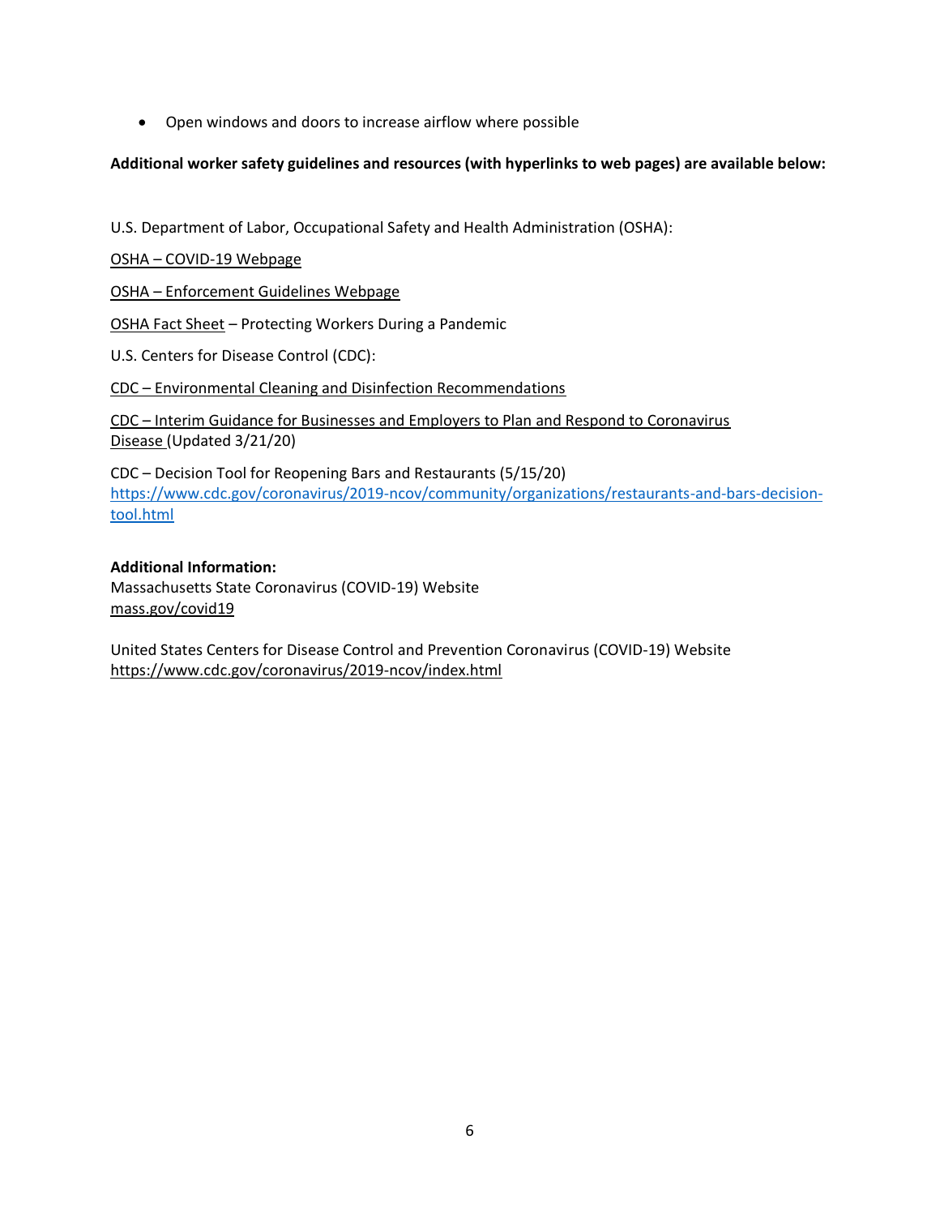- Open windows and doors to increase airflow where possible

**Additional worker safety guidelines and resources (with hyperlinks to web pages) are available below:**

U.S. Department of Labor, Occupational Safety and Health Administration (OSHA):

OSHA – COVID-19 Webpage

OSHA – Enforcement Guidelines Webpage

OSHA Fact Sheet – Protecting Workers During a Pandemic

U.S. Centers for Disease Control (CDC):

CDC – Environmental Cleaning and Disinfection Recommendations

CDC – Interim Guidance for Businesses and Employers to Plan and Respond to Coronavirus Disease (Updated 3/21/20)

CDC – Decision Tool for Reopening Bars and Restaurants (5/15/20)
https://www.cdc.gov/coronavirus/2019-ncov/community/organizations/restaurants-and-bars-decision-tool.html

**Additional Information:**
Massachusetts State Coronavirus (COVID-19) Website
mass.gov/covid19

United States Centers for Disease Control and Prevention Coronavirus (COVID-19) Website
https://www.cdc.gov/coronavirus/2019-ncov/index.html